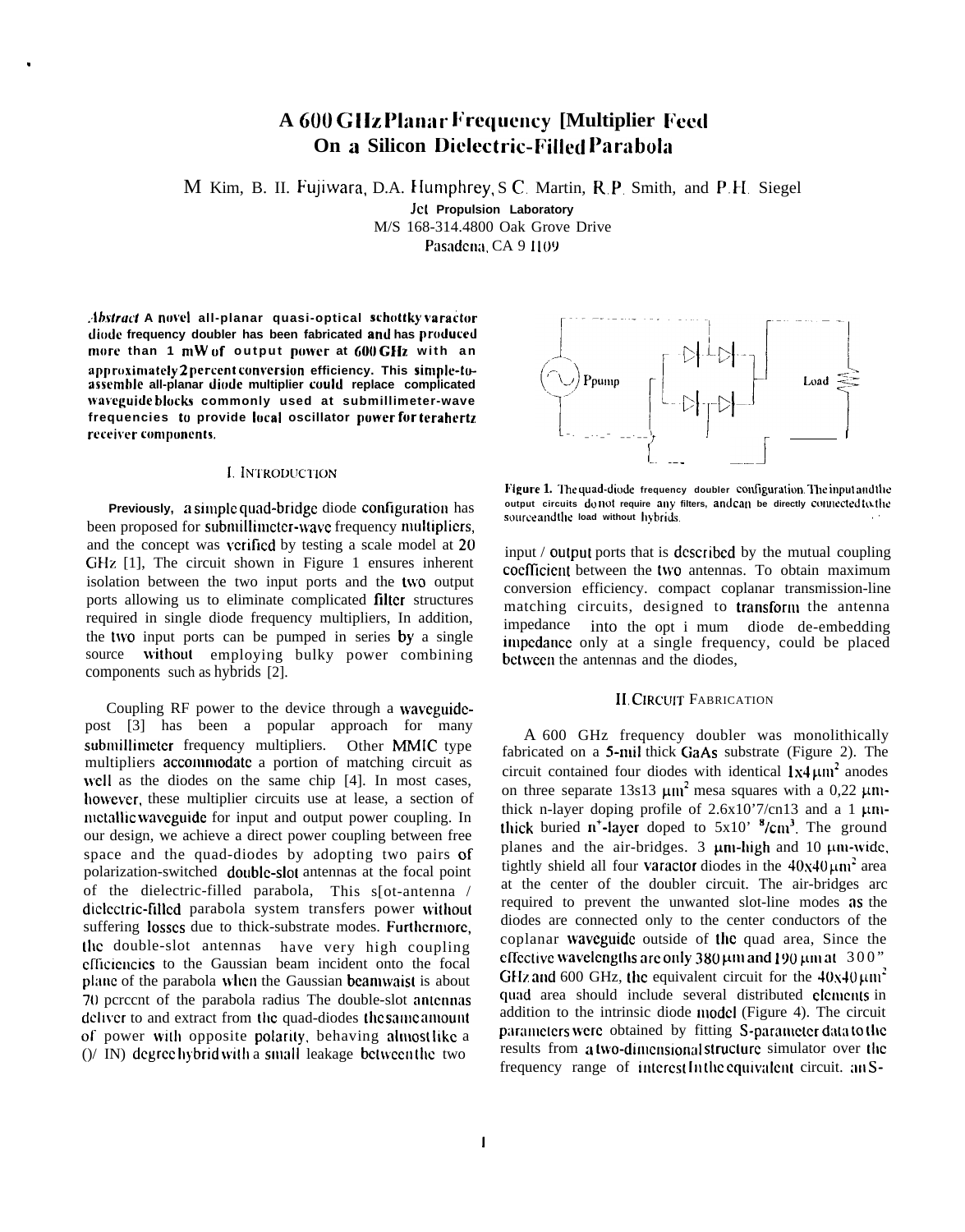# A 600 GHz Planar Frequency [Multiplier Feed On a Silicon Dielectric-Filled Parabola

M Kim, B. II. Fujiwara, D.A. Humphrey, S C. Martin, R.P. Smith, and P.H. Siegel

Jet Propulsion Laboratory
M/S 168-314.4800 Oak Grove Drive
Pasadena, CA 9 1109

***Abstract*** **A novel all-planar quasi-optical schottky varactor diode frequency doubler has been fabricated and has produced more than 1 mW of output power at 600 GHz with an approximately 2 percent conversion efficiency. This simple-to-assemble all-planar diode multiplier could replace complicated waveguide blocks commonly used at submillimeter-wave frequencies to provide local oscillator power for terahertz receiver components.**

## I. INTRODUCTION

Previously, a simple quad-bridge diode configuration has been proposed for submillimeter-wave frequency multipliers, and the concept was verified by testing a scale model at 20 GHz [1], The circuit shown in Figure 1 ensures inherent isolation between the two input ports and the two output ports allowing us to eliminate complicated filter structures required in single diode frequency multipliers, In addition, the two input ports can be pumped in series by a single source without employing bulky power combining components such as hybrids [2].

Coupling RF power to the device through a waveguide-post [3] has been a popular approach for many submillimeter frequency multipliers. Other MMIC type multipliers accommodate a portion of matching circuit as well as the diodes on the same chip [4]. In most cases, however, these multiplier circuits use at lease, a section of metallic waveguide for input and output power coupling. In our design, we achieve a direct power coupling between free space and the quad-diodes by adopting two pairs of polarization-switched double-slot antennas at the focal point of the dielectric-filled parabola, This s[ot-antenna / dielectric-filled parabola system transfers power without suffering losses due to thick-substrate modes. Furthermore, the double-slot antennas have very high coupling efficiencies to the Gaussian beam incident onto the focal plane of the parabola when the Gaussian beamwaist is about 70 percent of the parabola radius The double-slot antennas deliver to and extract from the quad-diodes the same amount of power with opposite polarity, behaving almost like a ()/ IN) degree hybrid with a small leakage between the two

**Figure 1.** The quad-diode frequency doubler configuration. The input and the output circuits do not require any filters, and can be directly connected to the source and the load without hybrids.

input / output ports that is described by the mutual coupling coefficient between the two antennas. To obtain maximum conversion efficiency. compact coplanar transmission-line matching circuits, designed to transform the antenna impedance into the opt i mum diode de-embedding impedance only at a single frequency, could be placed between the antennas and the diodes,

## II. CIRCUIT FABRICATION

A 600 GHz frequency doubler was monolithically fabricated on a 5-mil thick GaAs substrate (Figure 2). The circuit contained four diodes with identical $1x4\,\mu m^2$ anodes on three separate 13s13 $\mu m^2$ mesa squares with a 0,22 $\mu m$-thick n-layer doping profile of 2.6x10'7/cn13 and a 1 $\mu m$-thick buried $n^+$-layer doped to 5x10' $^8/cm^3$. The ground planes and the air-bridges. 3 $\mu m$-high and 10 $\mu m$-wide, tightly shield all four varactor diodes in the $40x40\,\mu m^2$ area at the center of the doubler circuit. The air-bridges arc required to prevent the unwanted slot-line modes as the diodes are connected only to the center conductors of the coplanar waveguide outside of the quad area, Since the effective wavelengths are only 380 $\mu m$ and 190 $\mu m$ at 300" GHz and 600 GHz, the equivalent circuit for the $40x40\,\mu m^2$ quad area should include several distributed elements in addition to the intrinsic diode model (Figure 4). The circuit parameters were obtained by fitting S-parameter data to the results from a two-dimensional structure simulator over the frequency range of interest In the equivalent circuit. an S-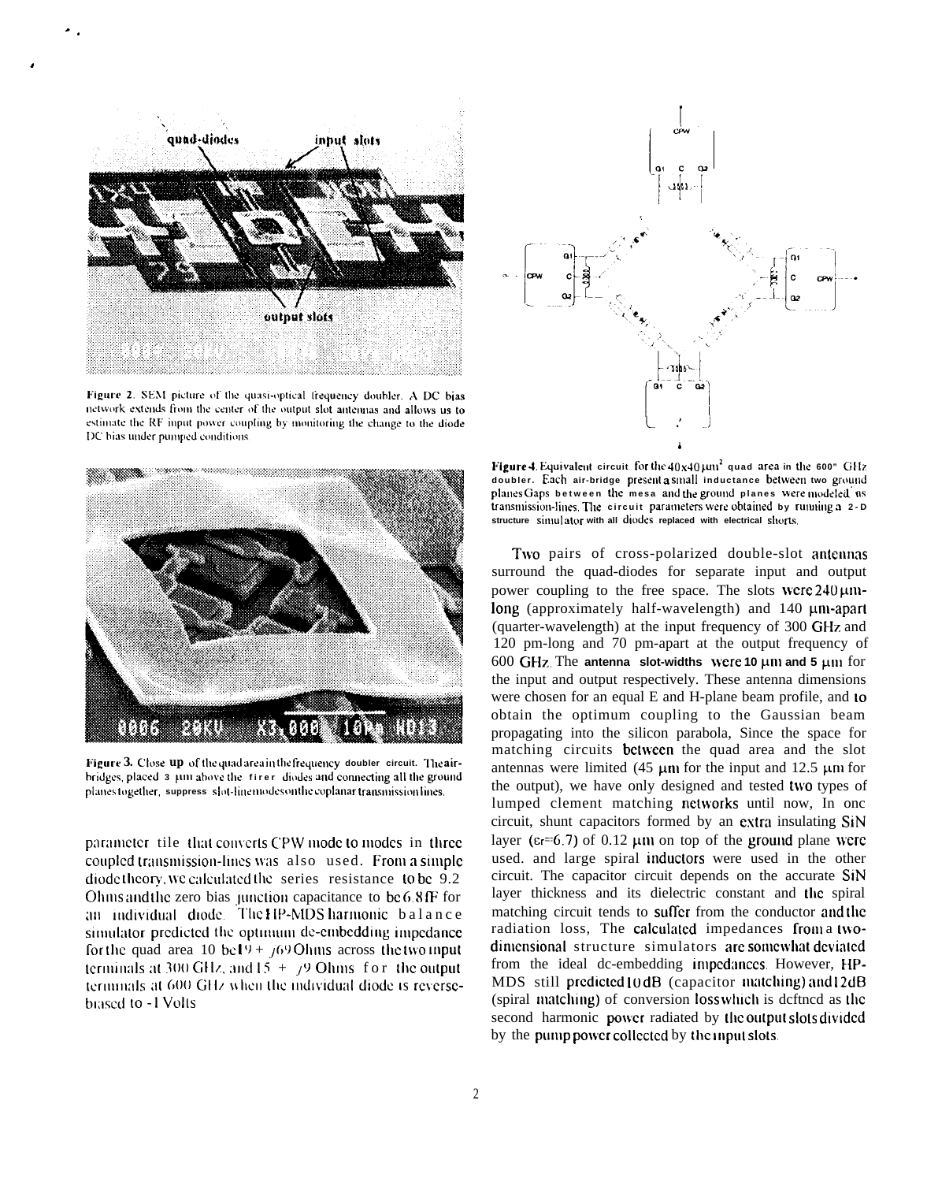Figure 2. SEM picture of the quasi-optical frequency doubler. A DC bias network extends from the center of the output slot antennas and allows us to estimate the RF input power coupling by monitoring the change to the diode DC bias under pumped conditions.

Figure 3. Close up of the quad area in the frequency doubler circuit. The air-bridges, placed 3 μm above the fire diodes and connecting all the ground planes together, suppress slot-line modes on the coplanar transmission lines.

parameter tile that converts CPW mode to modes in three coupled transmission-lines was also used. From a simple diode theory, we calculated the series resistance to be 9.2 Ohms and the zero bias junction capacitance to be 6.8 fF for an individual diode. The HP-MDS harmonic balance simulator predicted the optimum dc-embedding impedance for the quad area 10 be 19 + j69 Ohms across the two input terminals at 300 GHz, and 15 + j9 Ohms for the output terminals at 600 GHz when the individual diode is reverse-biased to -1 Volts.

Figure 4. Equivalent circuit for the 40x40 μm² quad area in the 600" GHz doubler. Each air-bridge present a small inductance between two ground planes Gaps between the mesa and the ground planes were modeled as transmission-lines. The circuit parameters were obtained by running a 2-D structure simulator with all diodes replaced with electrical shorts.

Two pairs of cross-polarized double-slot antennas surround the quad-diodes for separate input and output power coupling to the free space. The slots were 240 μm-long (approximately half-wavelength) and 140 μm-apart (quarter-wavelength) at the input frequency of 300 GHz and 120 pm-long and 70 pm-apart at the output frequency of 600 GHz. The antenna slot-widths were 10 μm and 5 μm for the input and output respectively. These antenna dimensions were chosen for an equal E and H-plane beam profile, and to obtain the optimum coupling to the Gaussian beam propagating into the silicon parabola, Since the space for matching circuits between the quad area and the slot antennas were limited (45 μm for the input and 12.5 μm for the output), we have only designed and tested two types of lumped clement matching networks until now, In onc circuit, shunt capacitors formed by an extra insulating SiN layer ($\varepsilon_r$=6.7) of 0.12 μm on top of the ground plane were used. and large spiral inductors were used in the other circuit. The capacitor circuit depends on the accurate SiN layer thickness and its dielectric constant and the spiral matching circuit tends to suffer from the conductor and the radiation loss, The calculated impedances from a two-dimensional structure simulators are somewhat deviated from the ideal dc-embedding impedances. However, HP-MDS still predicted 10 dB (capacitor matching) and 12 dB (spiral matching) of conversion loss which is defined as the second harmonic power radiated by the output slots divided by the pump power collected by the input slots.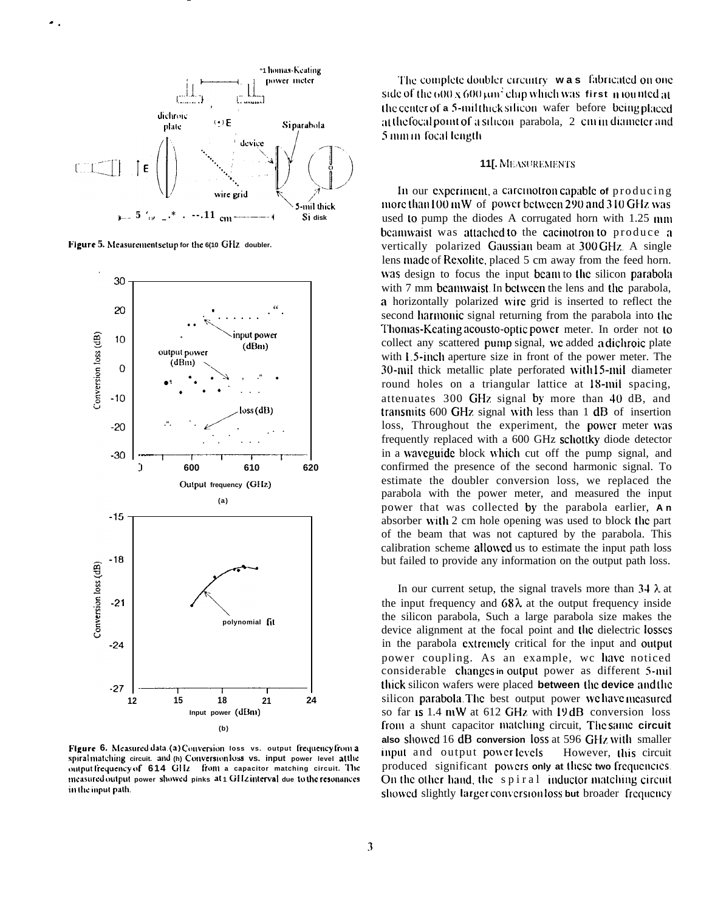Figure 5. Measurement setup for the 600 GHz doubler.

Figure 6. Measured data. (a) Conversion loss vs. output frequency from a spiral matching circuit. and (b) Conversion loss vs. input power level at the output frequency of 614 GHz from a capacitor matching circuit. The measured output power showed pinks at 1 GHz interval due to the resonances in the input path.

The complete doubler circuitry was fabricated on one side of the 600 x 600 μm² chip which was first mounted at the center of a 5-mil thick silicon wafer before being placed at the focal point of a silicon parabola, 2 cm in diameter and 5 mm in focal length.

## III. MEASUREMENTS

In our experiment, a carcinotron capable of producing more than 100 mW of power between 290 and 310 GHz was used to pump the diodes A corrugated horn with 1.25 mm beamwaist was attached to the cacinotron to produce a vertically polarized Gaussian beam at 300 GHz. A single lens made of Rexolite, placed 5 cm away from the feed horn. was design to focus the input beam to the silicon parabola with 7 mm beamwaist. In between the lens and the parabola, a horizontally polarized wire grid is inserted to reflect the second harmonic signal returning from the parabola into the Thomas-Keating acousto-optic power meter. In order not to collect any scattered pump signal, we added a dichroic plate with 1.5-inch aperture size in front of the power meter. The 30-mil thick metallic plate perforated with 15-mil diameter round holes on a triangular lattice at 18-mil spacing, attenuates 300 GHz signal by more than 40 dB, and transmits 600 GHz signal with less than 1 dB of insertion loss, Throughout the experiment, the power meter was frequently replaced with a 600 GHz schottky diode detector in a waveguide block which cut off the pump signal, and confirmed the presence of the second harmonic signal. To estimate the doubler conversion loss, we replaced the parabola with the power meter, and measured the input power that was collected by the parabola earlier, An absorber with 2 cm hole opening was used to block the part of the beam that was not captured by the parabola. This calibration scheme allowed us to estimate the input path loss but failed to provide any information on the output path loss.

In our current setup, the signal travels more than 34 λ at the input frequency and 68λ at the output frequency inside the silicon parabola, Such a large parabola size makes the device alignment at the focal point and the dielectric losses in the parabola extremely critical for the input and output power coupling. As an example, we have noticed considerable changes in output power as different 5-mil thick silicon wafers were placed between the device and the silicon parabola. The best output power we have measured so far is 1.4 mW at 612 GHz with 19 dB conversion loss from a shunt capacitor matching circuit, The same circuit also showed 16 dB conversion loss at 596 GHz with smaller input and output power levels However, this circuit produced significant powers only at these two frequencies. On the other hand, the spiral inductor matching circuit showed slightly larger conversion loss but broader frequency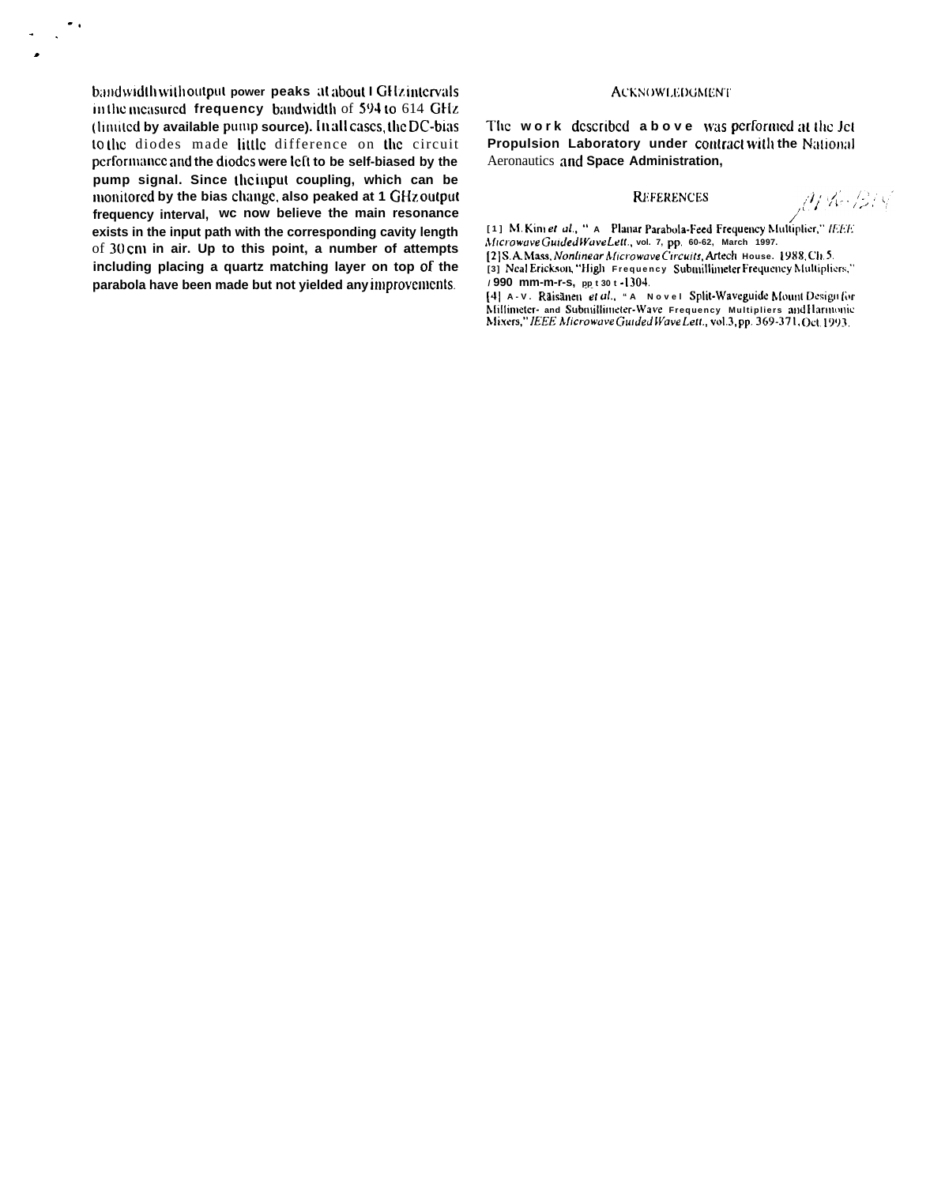bandwidth with output power peaks at about 1 GHz intervals in the measured frequency bandwidth of 594 to 614 GHz (limited by available pump source). In all cases, the DC-bias to the diodes made little difference on the circuit performance and the diodes were left to be self-biased by the pump signal. Since the input coupling, which can be monitored by the bias change, also peaked at 1 GHz output frequency interval, we now believe the main resonance exists in the input path with the corresponding cavity length of 30 cm in air. Up to this point, a number of attempts including placing a quartz matching layer on top of the parabola have been made but not yielded any improvements.

## ACKNOWLEDGMENT

The work described above was performed at the Jet Propulsion Laboratory under contract with the National Aeronautics and Space Administration.

## REFERENCES

[1] M. Kim *et al.*, "A Planar Parabola-Feed Frequency Multiplier," *IEEE Microwave Guided Wave Lett.*, vol. 7, pp. 60-62, March 1997.

[2] S. A. Maas, *Nonlinear Microwave Circuits*, Artech House. 1988, Ch. 5.

[3] Neal Erickson, "High Frequency Submillimeter Frequency Multipliers," 1990 mm-m-r-s, pp. 1301-1304.

[4] A. V. Räisänen *et al.*, "A Novel Split-Waveguide Mount Design for Millimeter- and Submillimeter-Wave Frequency Multipliers and Harmonic Mixers," *IEEE Microwave Guided Wave Lett.*, vol. 3, pp. 369-371, Oct. 1993.